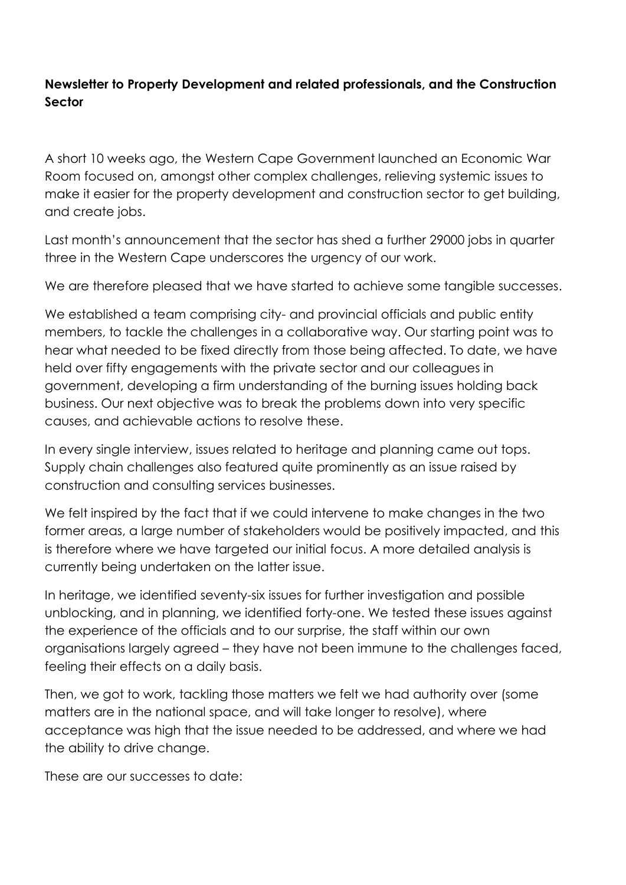**Newsletter to Property Development and related professionals, and the Construction Sector**

A short 10 weeks ago, the Western Cape Government launched an Economic War Room focused on, amongst other complex challenges, relieving systemic issues to make it easier for the property development and construction sector to get building, and create jobs.

Last month's announcement that the sector has shed a further 29000 jobs in quarter three in the Western Cape underscores the urgency of our work.

We are therefore pleased that we have started to achieve some tangible successes.

We established a team comprising city- and provincial officials and public entity members, to tackle the challenges in a collaborative way. Our starting point was to hear what needed to be fixed directly from those being affected. To date, we have held over fifty engagements with the private sector and our colleagues in government, developing a firm understanding of the burning issues holding back business. Our next objective was to break the problems down into very specific causes, and achievable actions to resolve these.

In every single interview, issues related to heritage and planning came out tops. Supply chain challenges also featured quite prominently as an issue raised by construction and consulting services businesses.

We felt inspired by the fact that if we could intervene to make changes in the two former areas, a large number of stakeholders would be positively impacted, and this is therefore where we have targeted our initial focus. A more detailed analysis is currently being undertaken on the latter issue.

In heritage, we identified seventy-six issues for further investigation and possible unblocking, and in planning, we identified forty-one. We tested these issues against the experience of the officials and to our surprise, the staff within our own organisations largely agreed – they have not been immune to the challenges faced, feeling their effects on a daily basis.

Then, we got to work, tackling those matters we felt we had authority over (some matters are in the national space, and will take longer to resolve), where acceptance was high that the issue needed to be addressed, and where we had the ability to drive change.

These are our successes to date: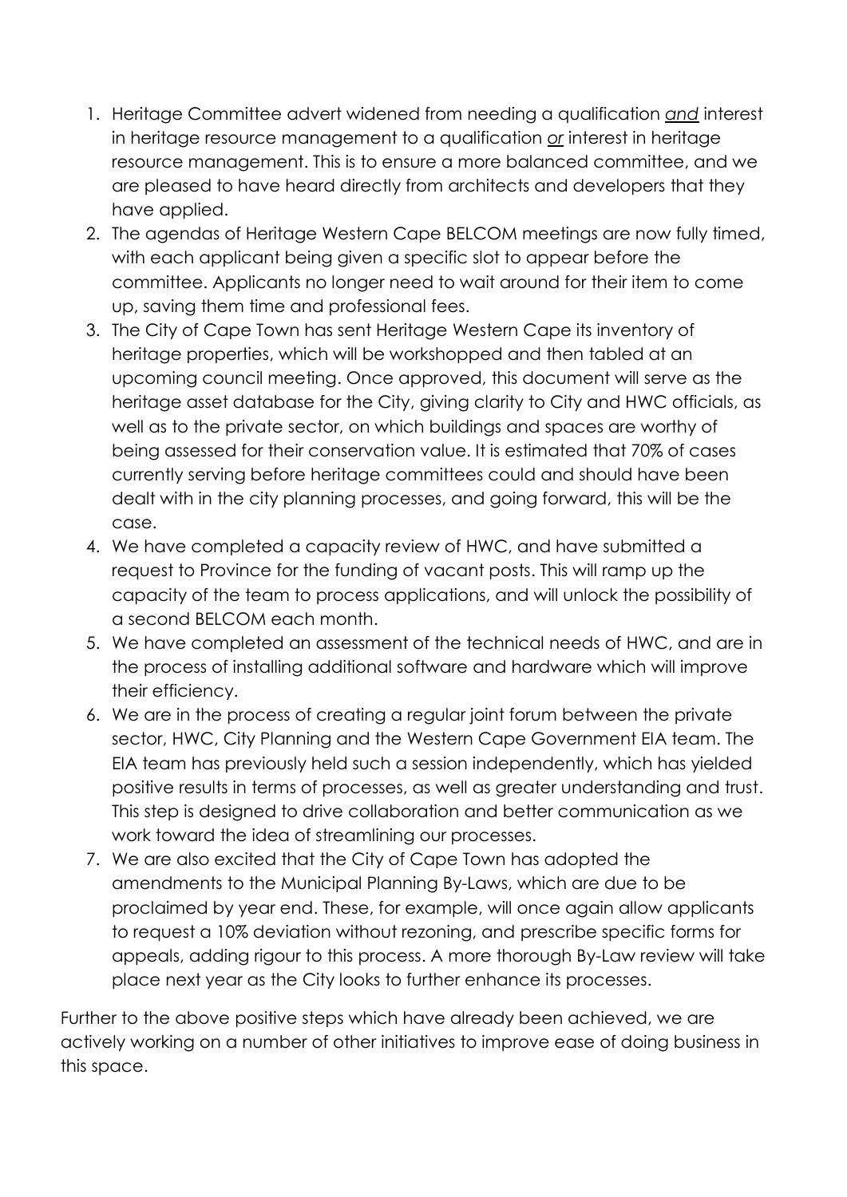1. Heritage Committee advert widened from needing a qualification *and* interest in heritage resource management to a qualification *or* interest in heritage resource management. This is to ensure a more balanced committee, and we are pleased to have heard directly from architects and developers that they have applied.
2. The agendas of Heritage Western Cape BELCOM meetings are now fully timed, with each applicant being given a specific slot to appear before the committee. Applicants no longer need to wait around for their item to come up, saving them time and professional fees.
3. The City of Cape Town has sent Heritage Western Cape its inventory of heritage properties, which will be workshopped and then tabled at an upcoming council meeting. Once approved, this document will serve as the heritage asset database for the City, giving clarity to City and HWC officials, as well as to the private sector, on which buildings and spaces are worthy of being assessed for their conservation value. It is estimated that 70% of cases currently serving before heritage committees could and should have been dealt with in the city planning processes, and going forward, this will be the case.
4. We have completed a capacity review of HWC, and have submitted a request to Province for the funding of vacant posts. This will ramp up the capacity of the team to process applications, and will unlock the possibility of a second BELCOM each month.
5. We have completed an assessment of the technical needs of HWC, and are in the process of installing additional software and hardware which will improve their efficiency.
6. We are in the process of creating a regular joint forum between the private sector, HWC, City Planning and the Western Cape Government EIA team. The EIA team has previously held such a session independently, which has yielded positive results in terms of processes, as well as greater understanding and trust. This step is designed to drive collaboration and better communication as we work toward the idea of streamlining our processes.
7. We are also excited that the City of Cape Town has adopted the amendments to the Municipal Planning By-Laws, which are due to be proclaimed by year end. These, for example, will once again allow applicants to request a 10% deviation without rezoning, and prescribe specific forms for appeals, adding rigour to this process. A more thorough By-Law review will take place next year as the City looks to further enhance its processes.

Further to the above positive steps which have already been achieved, we are actively working on a number of other initiatives to improve ease of doing business in this space.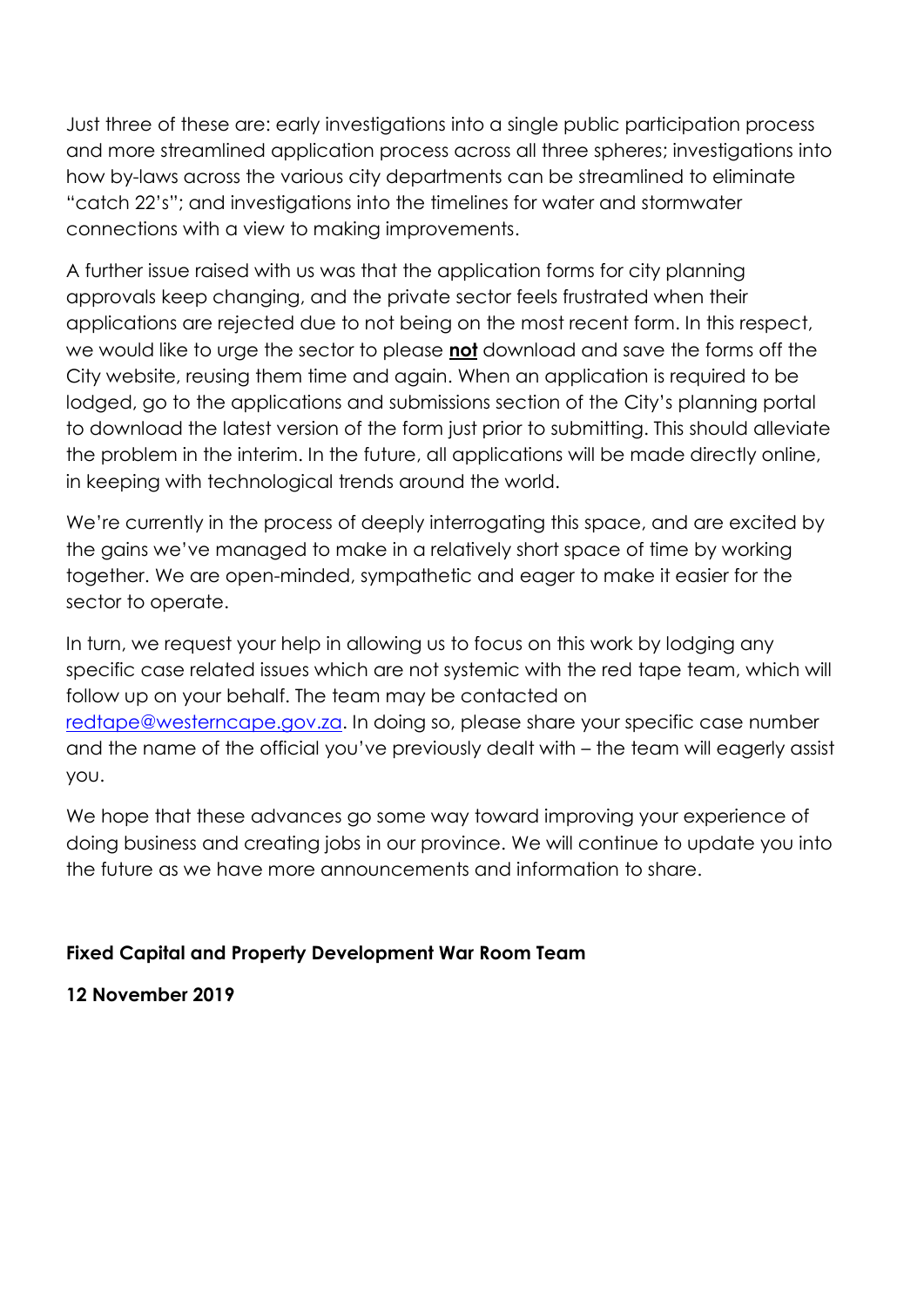Just three of these are: early investigations into a single public participation process and more streamlined application process across all three spheres; investigations into how by-laws across the various city departments can be streamlined to eliminate "catch 22's"; and investigations into the timelines for water and stormwater connections with a view to making improvements.

A further issue raised with us was that the application forms for city planning approvals keep changing, and the private sector feels frustrated when their applications are rejected due to not being on the most recent form. In this respect, we would like to urge the sector to please **not** download and save the forms off the City website, reusing them time and again. When an application is required to be lodged, go to the applications and submissions section of the City's planning portal to download the latest version of the form just prior to submitting. This should alleviate the problem in the interim. In the future, all applications will be made directly online, in keeping with technological trends around the world.

We're currently in the process of deeply interrogating this space, and are excited by the gains we've managed to make in a relatively short space of time by working together. We are open-minded, sympathetic and eager to make it easier for the sector to operate.

In turn, we request your help in allowing us to focus on this work by lodging any specific case related issues which are not systemic with the red tape team, which will follow up on your behalf. The team may be contacted on redtape@westerncape.gov.za. In doing so, please share your specific case number and the name of the official you've previously dealt with – the team will eagerly assist you.

We hope that these advances go some way toward improving your experience of doing business and creating jobs in our province. We will continue to update you into the future as we have more announcements and information to share.

**Fixed Capital and Property Development War Room Team**

**12 November 2019**